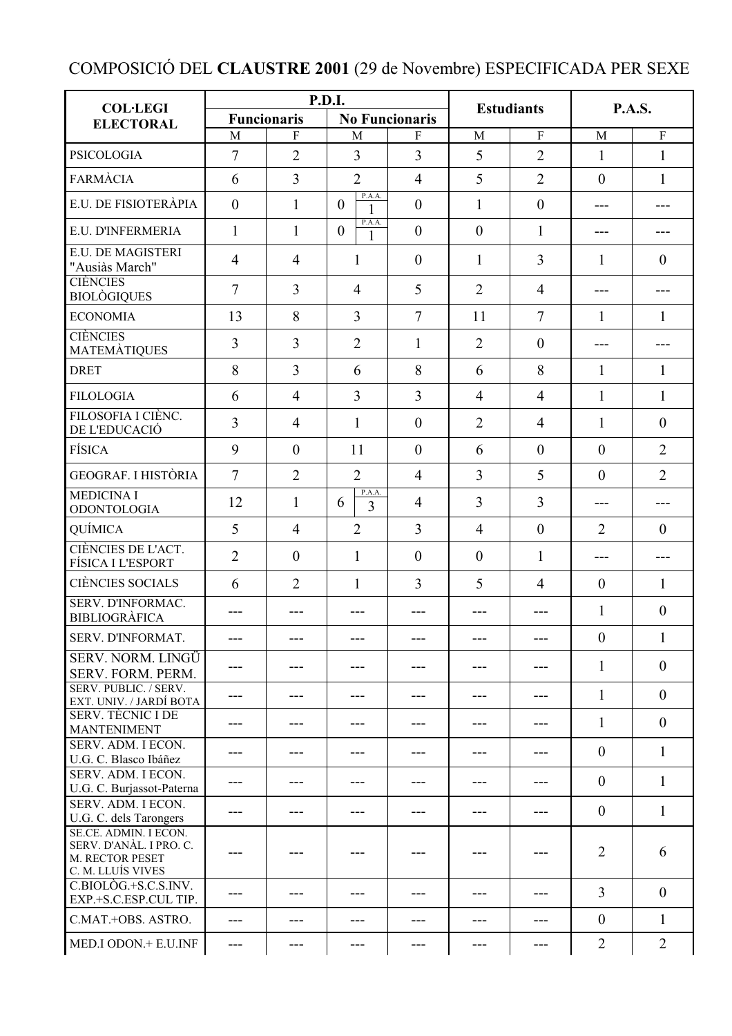# COMPOSICIÓ DEL **CLAUSTRE 2001** (29 de Novembre) ESPECIFICADA PER SEXE

| COL·LEGI ELECTORAL | P.D.I. | | | | Estudiants | | P.A.S. | |
|---|---|---|---|---|---|---|---|---|
| | Funcionaris | | No Funcionaris | | | | | |
| | M | F | M | F | M | F | M | F |
| PSICOLOGIA | 7 | 2 | 3 | 3 | 5 | 2 | 1 | 1 |
| FARMÀCIA | 6 | 3 | 2 | 4 | 5 | 2 | 0 | 1 |
| E.U. DE FISIOTERÀPIA | 0 | 1 | 0 (P.A.A. 1) | 0 | 1 | 0 | --- | --- |
| E.U. D'INFERMERIA | 1 | 1 | 0 (P.A.A. 1) | 0 | 0 | 1 | --- | --- |
| E.U. DE MAGISTERI "Ausiàs March" | 4 | 4 | 1 | 0 | 1 | 3 | 1 | 0 |
| CIÈNCIES BIOLÒGIQUES | 7 | 3 | 4 | 5 | 2 | 4 | --- | --- |
| ECONOMIA | 13 | 8 | 3 | 7 | 11 | 7 | 1 | 1 |
| CIÈNCIES MATEMÀTIQUES | 3 | 3 | 2 | 1 | 2 | 0 | --- | --- |
| DRET | 8 | 3 | 6 | 8 | 6 | 8 | 1 | 1 |
| FILOLOGIA | 6 | 4 | 3 | 3 | 4 | 4 | 1 | 1 |
| FILOSOFIA I CIÈNC. DE L'EDUCACIÓ | 3 | 4 | 1 | 0 | 2 | 4 | 1 | 0 |
| FÍSICA | 9 | 0 | 11 | 0 | 6 | 0 | 0 | 2 |
| GEOGRAF. I HISTÒRIA | 7 | 2 | 2 | 4 | 3 | 5 | 0 | 2 |
| MEDICINA I ODONTOLOGIA | 12 | 1 | 6 (P.A.A. 3) | 4 | 3 | 3 | --- | --- |
| QUÍMICA | 5 | 4 | 2 | 3 | 4 | 0 | 2 | 0 |
| CIÈNCIES DE L'ACT. FÍSICA I L'ESPORT | 2 | 0 | 1 | 0 | 0 | 1 | --- | --- |
| CIÈNCIES SOCIALS | 6 | 2 | 1 | 3 | 5 | 4 | 0 | 1 |
| SERV. D'INFORMAC. BIBLIOGRÀFICA | --- | --- | --- | --- | --- | --- | 1 | 0 |
| SERV. D'INFORMAT. | --- | --- | --- | --- | --- | --- | 0 | 1 |
| SERV. NORM. LINGÜ SERV. FORM. PERM. | --- | --- | --- | --- | --- | --- | 1 | 0 |
| SERV. PUBLIC. / SERV. EXT. UNIV. / JARDÍ BOTA | --- | --- | --- | --- | --- | --- | 1 | 0 |
| SERV. TÈCNIC I DE MANTENIMENT | --- | --- | --- | --- | --- | --- | 1 | 0 |
| SERV. ADM. I ECON. U.G. C. Blasco Ibáñez | --- | --- | --- | --- | --- | --- | 0 | 1 |
| SERV. ADM. I ECON. U.G. C. Burjassot-Paterna | --- | --- | --- | --- | --- | --- | 0 | 1 |
| SERV. ADM. I ECON. U.G. C. dels Tarongers | --- | --- | --- | --- | --- | --- | 0 | 1 |
| SE.CE. ADMIN. I ECON. SERV. D'ANÀL. I PRO. C. M. RECTOR PESET C. M. LLUÍS VIVES | --- | --- | --- | --- | --- | --- | 2 | 6 |
| C.BIOLÒG.+S.C.S.INV. EXP.+S.C.ESP.CUL TIP. | --- | --- | --- | --- | --- | --- | 3 | 0 |
| C.MAT.+OBS. ASTRO. | --- | --- | --- | --- | --- | --- | 0 | 1 |
| MED.I ODON.+ E.U.INF | --- | --- | --- | --- | --- | --- | 2 | 2 |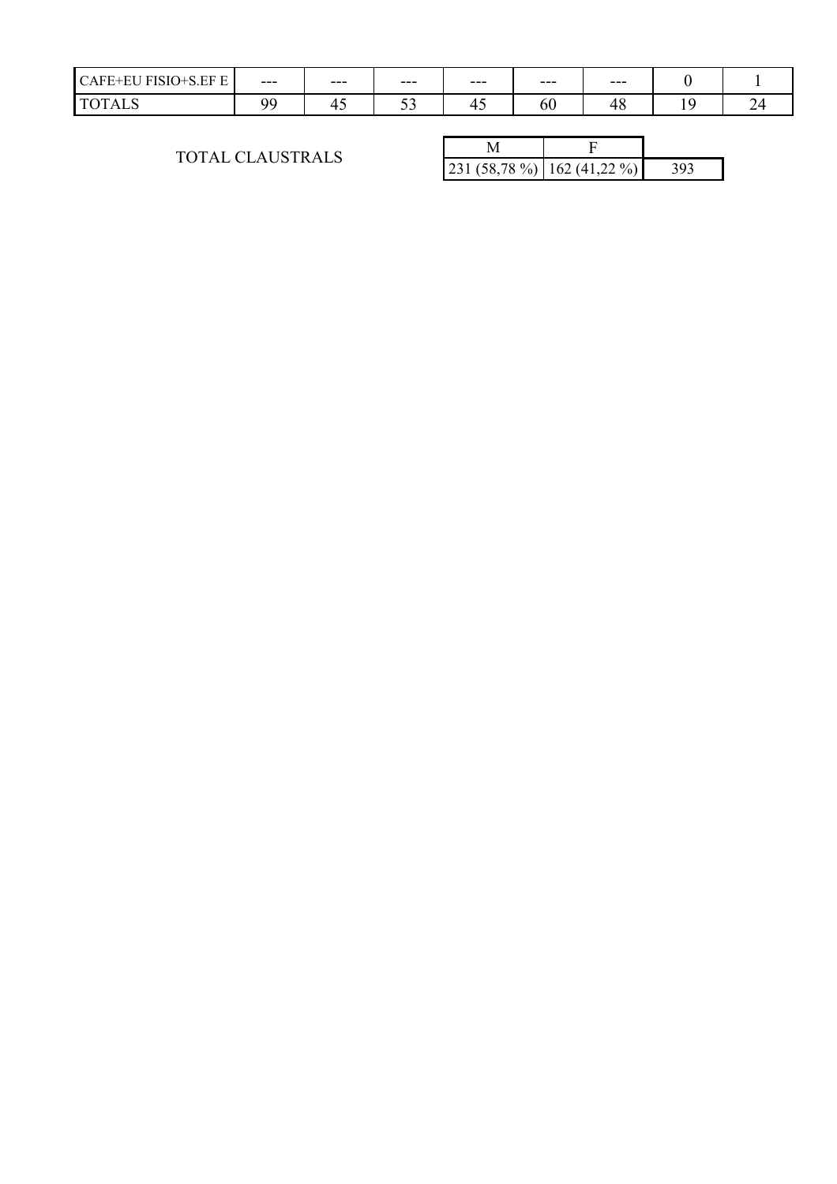| | | | | | | | | |
|---|---|---|---|---|---|---|---|---|
| CAFE+EU FISIO+S.EF E | --- | --- | --- | --- | --- | --- | 0 | 1 |
| TOTALS | 99 | 45 | 53 | 45 | 60 | 48 | 19 | 24 |

TOTAL CLAUSTRALS

| M | F | |
|---|---|---|
| 231 (58,78 %) | 162 (41,22 %) | 393 |